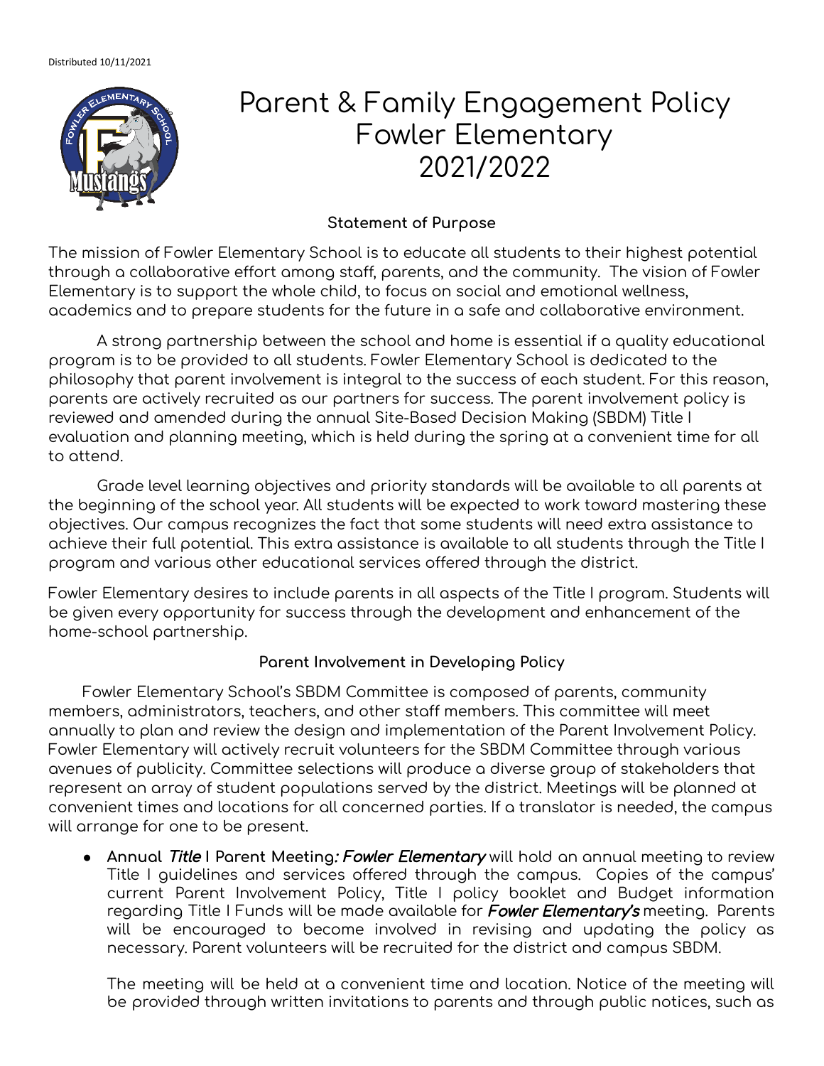Distributed 10/11/2021

# Parent & Family Engagement Policy
# Fowler Elementary
# 2021/2022

### Statement of Purpose

The mission of Fowler Elementary School is to educate all students to their highest potential through a collaborative effort among staff, parents, and the community. The vision of Fowler Elementary is to support the whole child, to focus on social and emotional wellness, academics and to prepare students for the future in a safe and collaborative environment.

A strong partnership between the school and home is essential if a quality educational program is to be provided to all students. Fowler Elementary School is dedicated to the philosophy that parent involvement is integral to the success of each student. For this reason, parents are actively recruited as our partners for success. The parent involvement policy is reviewed and amended during the annual Site-Based Decision Making (SBDM) Title I evaluation and planning meeting, which is held during the spring at a convenient time for all to attend.

Grade level learning objectives and priority standards will be available to all parents at the beginning of the school year. All students will be expected to work toward mastering these objectives. Our campus recognizes the fact that some students will need extra assistance to achieve their full potential. This extra assistance is available to all students through the Title I program and various other educational services offered through the district.

Fowler Elementary desires to include parents in all aspects of the Title I program. Students will be given every opportunity for success through the development and enhancement of the home-school partnership.

### Parent Involvement in Developing Policy

Fowler Elementary School's SBDM Committee is composed of parents, community members, administrators, teachers, and other staff members. This committee will meet annually to plan and review the design and implementation of the Parent Involvement Policy. Fowler Elementary will actively recruit volunteers for the SBDM Committee through various avenues of publicity. Committee selections will produce a diverse group of stakeholders that represent an array of student populations served by the district. Meetings will be planned at convenient times and locations for all concerned parties. If a translator is needed, the campus will arrange for one to be present.

- **Annual *Title* I Parent Meeting*: Fowler Elementary*** will hold an annual meeting to review Title I guidelines and services offered through the campus. Copies of the campus' current Parent Involvement Policy, Title I policy booklet and Budget information regarding Title I Funds will be made available for ***Fowler Elementary's*** meeting. Parents will be encouraged to become involved in revising and updating the policy as necessary. Parent volunteers will be recruited for the district and campus SBDM.

  The meeting will be held at a convenient time and location. Notice of the meeting will be provided through written invitations to parents and through public notices, such as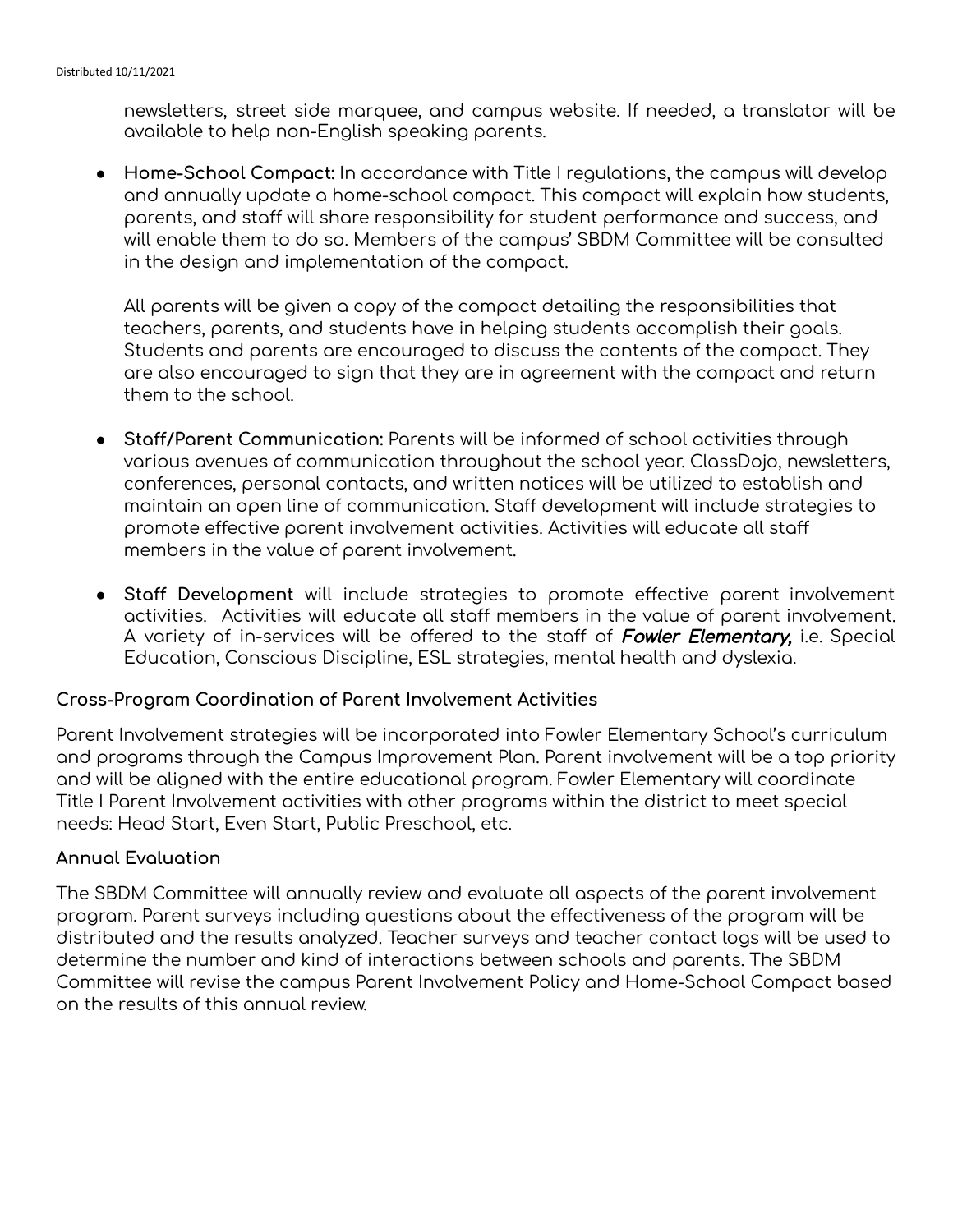newsletters, street side marquee, and campus website. If needed, a translator will be available to help non-English speaking parents.

- **Home-School Compact:** In accordance with Title I regulations, the campus will develop and annually update a home-school compact. This compact will explain how students, parents, and staff will share responsibility for student performance and success, and will enable them to do so. Members of the campus' SBDM Committee will be consulted in the design and implementation of the compact.

  All parents will be given a copy of the compact detailing the responsibilities that teachers, parents, and students have in helping students accomplish their goals. Students and parents are encouraged to discuss the contents of the compact. They are also encouraged to sign that they are in agreement with the compact and return them to the school.

- **Staff/Parent Communication:** Parents will be informed of school activities through various avenues of communication throughout the school year. ClassDojo, newsletters, conferences, personal contacts, and written notices will be utilized to establish and maintain an open line of communication. Staff development will include strategies to promote effective parent involvement activities. Activities will educate all staff members in the value of parent involvement.

- **Staff Development** will include strategies to promote effective parent involvement activities. Activities will educate all staff members in the value of parent involvement. A variety of in-services will be offered to the staff of ***Fowler Elementary,*** i.e. Special Education, Conscious Discipline, ESL strategies, mental health and dyslexia.

### Cross-Program Coordination of Parent Involvement Activities

Parent Involvement strategies will be incorporated into Fowler Elementary School's curriculum and programs through the Campus Improvement Plan. Parent involvement will be a top priority and will be aligned with the entire educational program. Fowler Elementary will coordinate Title I Parent Involvement activities with other programs within the district to meet special needs: Head Start, Even Start, Public Preschool, etc.

### Annual Evaluation

The SBDM Committee will annually review and evaluate all aspects of the parent involvement program. Parent surveys including questions about the effectiveness of the program will be distributed and the results analyzed. Teacher surveys and teacher contact logs will be used to determine the number and kind of interactions between schools and parents. The SBDM Committee will revise the campus Parent Involvement Policy and Home-School Compact based on the results of this annual review.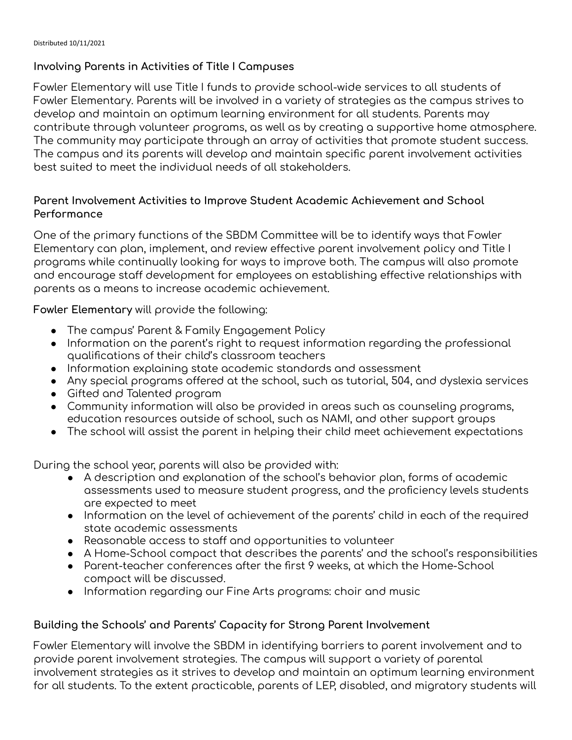Distributed 10/11/2021

## Involving Parents in Activities of Title I Campuses

Fowler Elementary will use Title I funds to provide school-wide services to all students of Fowler Elementary. Parents will be involved in a variety of strategies as the campus strives to develop and maintain an optimum learning environment for all students. Parents may contribute through volunteer programs, as well as by creating a supportive home atmosphere. The community may participate through an array of activities that promote student success. The campus and its parents will develop and maintain specific parent involvement activities best suited to meet the individual needs of all stakeholders.

## Parent Involvement Activities to Improve Student Academic Achievement and School Performance

One of the primary functions of the SBDM Committee will be to identify ways that Fowler Elementary can plan, implement, and review effective parent involvement policy and Title I programs while continually looking for ways to improve both. The campus will also promote and encourage staff development for employees on establishing effective relationships with parents as a means to increase academic achievement.

**Fowler Elementary** will provide the following:

- The campus' Parent & Family Engagement Policy
- Information on the parent's right to request information regarding the professional qualifications of their child's classroom teachers
- Information explaining state academic standards and assessment
- Any special programs offered at the school, such as tutorial, 504, and dyslexia services
- Gifted and Talented program
- Community information will also be provided in areas such as counseling programs, education resources outside of school, such as NAMI, and other support groups
- The school will assist the parent in helping their child meet achievement expectations

During the school year, parents will also be provided with:

- A description and explanation of the school's behavior plan, forms of academic assessments used to measure student progress, and the proficiency levels students are expected to meet
- Information on the level of achievement of the parents' child in each of the required state academic assessments
- Reasonable access to staff and opportunities to volunteer
- A Home-School compact that describes the parents' and the school's responsibilities
- Parent-teacher conferences after the first 9 weeks, at which the Home-School compact will be discussed.
- Information regarding our Fine Arts programs: choir and music

## Building the Schools' and Parents' Capacity for Strong Parent Involvement

Fowler Elementary will involve the SBDM in identifying barriers to parent involvement and to provide parent involvement strategies. The campus will support a variety of parental involvement strategies as it strives to develop and maintain an optimum learning environment for all students. To the extent practicable, parents of LEP, disabled, and migratory students will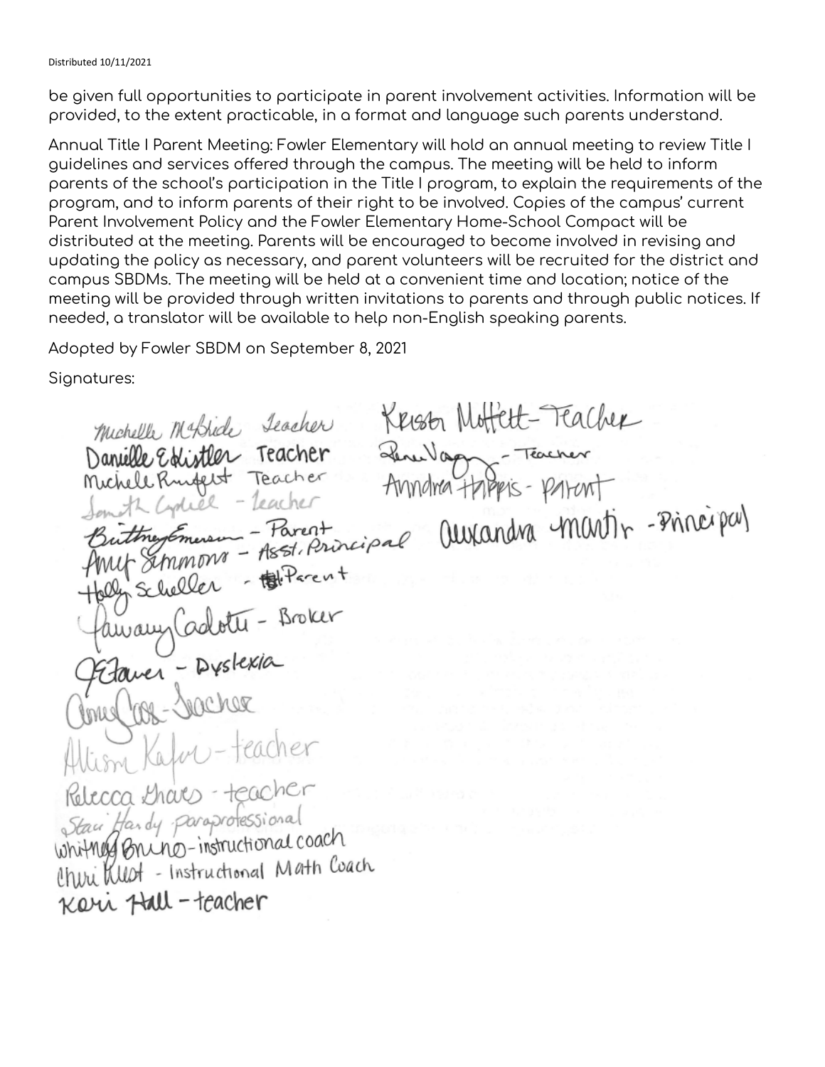Distributed 10/11/2021

be given full opportunities to participate in parent involvement activities. Information will be provided, to the extent practicable, in a format and language such parents understand.

Annual Title I Parent Meeting: Fowler Elementary will hold an annual meeting to review Title I guidelines and services offered through the campus. The meeting will be held to inform parents of the school's participation in the Title I program, to explain the requirements of the program, and to inform parents of their right to be involved. Copies of the campus' current Parent Involvement Policy and the Fowler Elementary Home-School Compact will be distributed at the meeting. Parents will be encouraged to become involved in revising and updating the policy as necessary, and parent volunteers will be recruited for the district and campus SBDMs. The meeting will be held at a convenient time and location; notice of the meeting will be provided through written invitations to parents and through public notices. If needed, a translator will be available to help non-English speaking parents.

Adopted by Fowler SBDM on September 8, 2021

Signatures:

Michelle McBride Teacher
Danielle Eddistler Teacher
Michele Rumfelt Teacher
Jonath Cydiel - teacher
Brittney Emerson - Parent
Amy Simmons - Asst. Principal
Holly Scheller - Parent
Tawany Cadotte - Broker
J Etaner - Dyslexia
Anne Cass - Teacher
Allison Kafer - teacher
Rebecca Graves - teacher
Staci Hardy paraprofessional
Whitney Bruno - instructional coach
Cheri Kleot - Instructional Math Coach
Kori Hall - teacher

Kristen Moffett - Teacher
Rene Vagy - Teacher
Anndrea Harris - Parent
Alexandra Martin - Principal